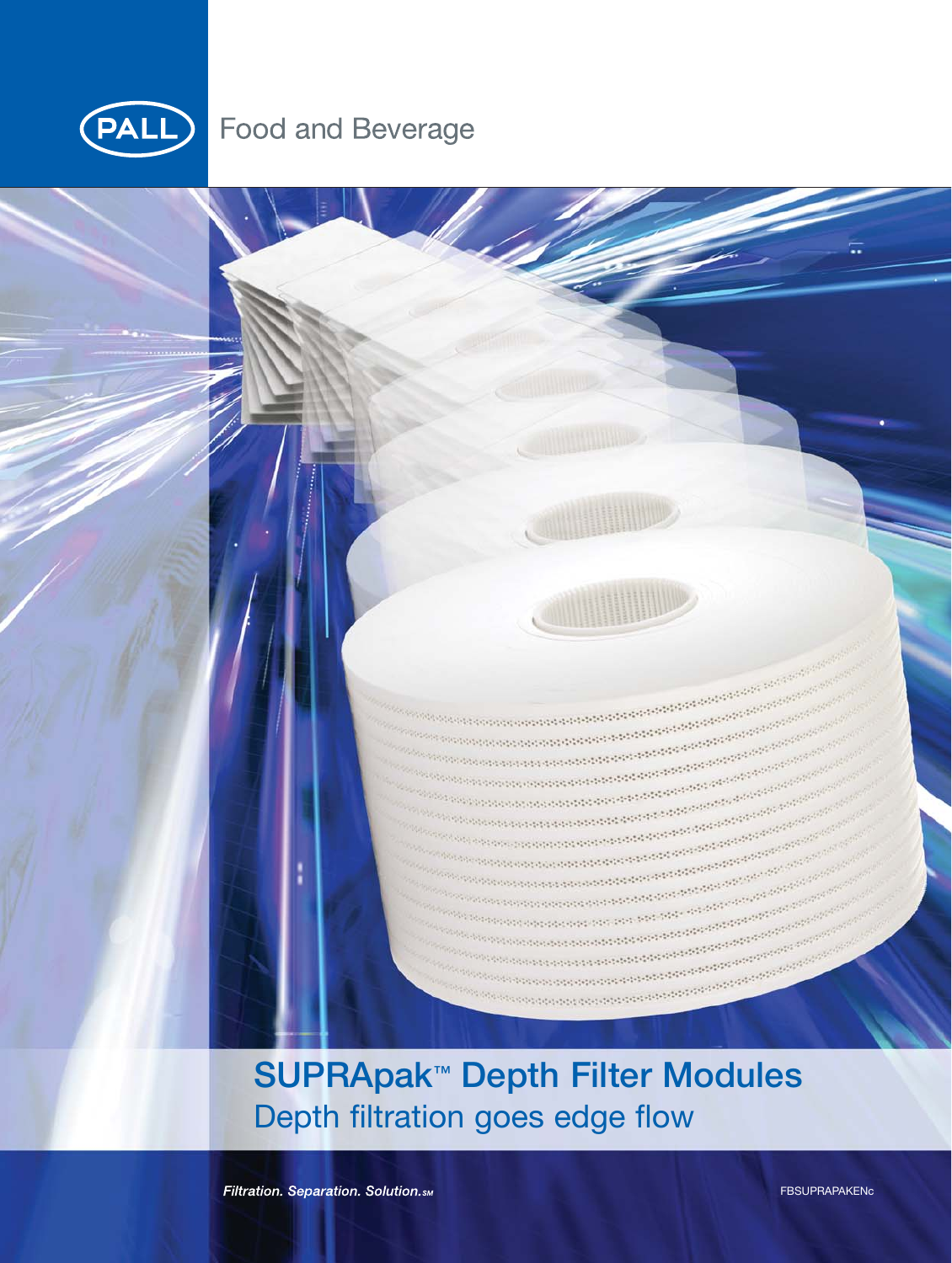PALL Food and Beverage

# SUPRApak™ Depth Filter Modules

## Depth filtration goes edge flow

*Filtration. Separation. Solution.*℠

FBSUPRAPAKENc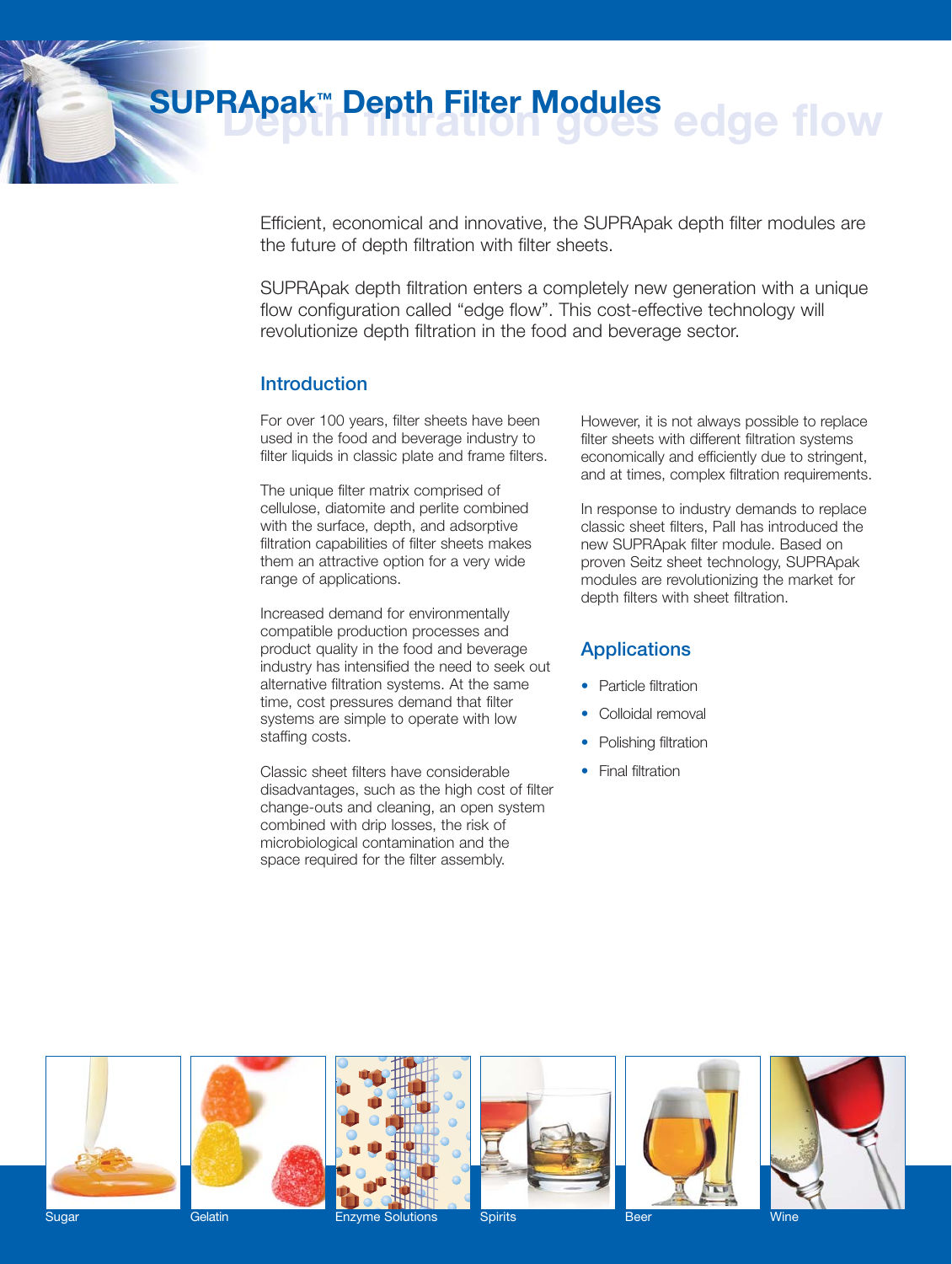# SUPRApak™ Depth Filter Modules

## Depth filtration goes edge flow

Efficient, economical and innovative, the SUPRApak depth filter modules are the future of depth filtration with filter sheets.

SUPRApak depth filtration enters a completely new generation with a unique flow configuration called "edge flow". This cost-effective technology will revolutionize depth filtration in the food and beverage sector.

### Introduction

For over 100 years, filter sheets have been used in the food and beverage industry to filter liquids in classic plate and frame filters.

The unique filter matrix comprised of cellulose, diatomite and perlite combined with the surface, depth, and adsorptive filtration capabilities of filter sheets makes them an attractive option for a very wide range of applications.

Increased demand for environmentally compatible production processes and product quality in the food and beverage industry has intensified the need to seek out alternative filtration systems. At the same time, cost pressures demand that filter systems are simple to operate with low staffing costs.

Classic sheet filters have considerable disadvantages, such as the high cost of filter change-outs and cleaning, an open system combined with drip losses, the risk of microbiological contamination and the space required for the filter assembly.

However, it is not always possible to replace filter sheets with different filtration systems economically and efficiently due to stringent, and at times, complex filtration requirements.

In response to industry demands to replace classic sheet filters, Pall has introduced the new SUPRApak filter module. Based on proven Seitz sheet technology, SUPRApak modules are revolutionizing the market for depth filters with sheet filtration.

### Applications

- Particle filtration
- Colloidal removal
- Polishing filtration
- Final filtration

Sugar | Gelatin | Enzyme Solutions | Spirits | Beer | Wine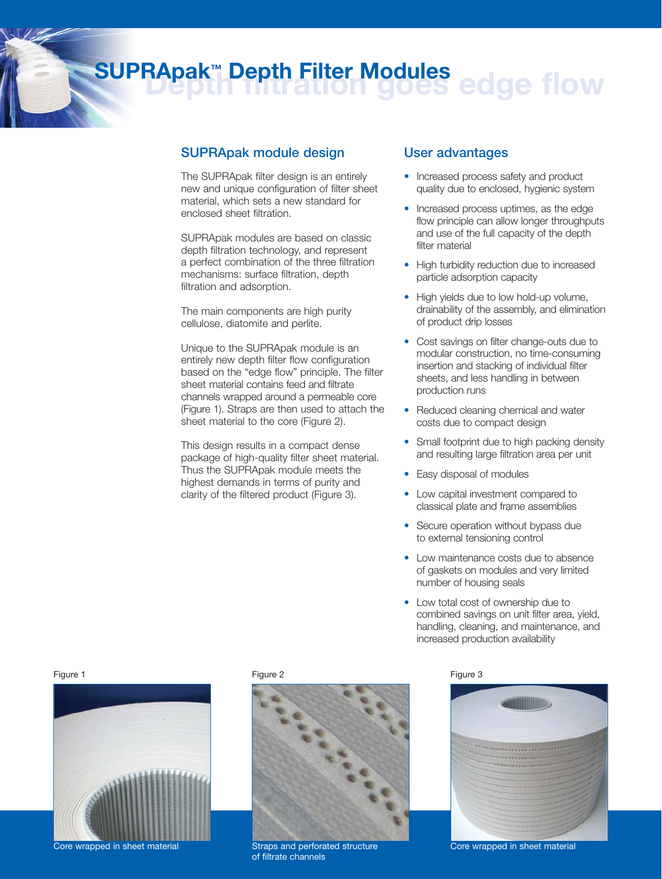# SUPRApak™ Depth Filter Modules

Depth filtration goes edge flow

## SUPRApak module design

The SUPRApak filter design is an entirely new and unique configuration of filter sheet material, which sets a new standard for enclosed sheet filtration.

SUPRApak modules are based on classic depth filtration technology, and represent a perfect combination of the three filtration mechanisms: surface filtration, depth filtration and adsorption.

The main components are high purity cellulose, diatomite and perlite.

Unique to the SUPRApak module is an entirely new depth filter flow configuration based on the "edge flow" principle. The filter sheet material contains feed and filtrate channels wrapped around a permeable core (Figure 1). Straps are then used to attach the sheet material to the core (Figure 2).

This design results in a compact dense package of high-quality filter sheet material. Thus the SUPRApak module meets the highest demands in terms of purity and clarity of the filtered product (Figure 3).

## User advantages

- Increased process safety and product quality due to enclosed, hygienic system
- Increased process uptimes, as the edge flow principle can allow longer throughputs and use of the full capacity of the depth filter material
- High turbidity reduction due to increased particle adsorption capacity
- High yields due to low hold-up volume, drainability of the assembly, and elimination of product drip losses
- Cost savings on filter change-outs due to modular construction, no time-consuming insertion and stacking of individual filter sheets, and less handling in between production runs
- Reduced cleaning chemical and water costs due to compact design
- Small footprint due to high packing density and resulting large filtration area per unit
- Easy disposal of modules
- Low capital investment compared to classical plate and frame assemblies
- Secure operation without bypass due to external tensioning control
- Low maintenance costs due to absence of gaskets on modules and very limited number of housing seals
- Low total cost of ownership due to combined savings on unit filter area, yield, handling, cleaning, and maintenance, and increased production availability

Figure 1

Core wrapped in sheet material

Figure 2

Straps and perforated structure of filtrate channels

Figure 3

Core wrapped in sheet material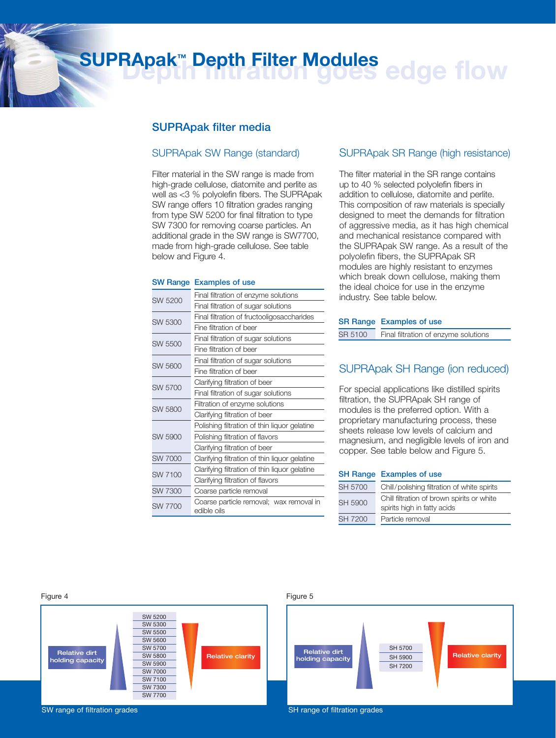# SUPRApak™ Depth Filter Modules

Depth filtration goes edge flow

## SUPRApak filter media

### SUPRApak SW Range (standard)

Filter material in the SW range is made from high-grade cellulose, diatomite and perlite as well as <3 % polyolefin fibers. The SUPRApak SW range offers 10 filtration grades ranging from type SW 5200 for final filtration to type SW 7300 for removing coarse particles. An additional grade in the SW range is SW7700, made from high-grade cellulose. See table below and Figure 4.

| SW Range | Examples of use |
|---|---|
| SW 5200 | Final filtration of enzyme solutions |
| | Final filtration of sugar solutions |
| SW 5300 | Final filtration of fructooligosaccharides |
| | Fine filtration of beer |
| SW 5500 | Final filtration of sugar solutions |
| | Fine filtration of beer |
| SW 5600 | Final filtration of sugar solutions |
| | Fine filtration of beer |
| SW 5700 | Clarifying filtration of beer |
| | Final filtration of sugar solutions |
| SW 5800 | Filtration of enzyme solutions |
| | Clarifying filtration of beer |
| SW 5900 | Polishing filtration of thin liquor gelatine |
| | Polishing filtration of flavors |
| | Clarifying filtration of beer |
| SW 7000 | Clarifying filtration of thin liquor gelatine |
| SW 7100 | Clarifying filtration of thin liquor gelatine |
| | Clarifying filtration of flavors |
| SW 7300 | Coarse particle removal |
| SW 7700 | Coarse particle removal; wax removal in edible oils |

### SUPRApak SR Range (high resistance)

The filter material in the SR range contains up to 40 % selected polyolefin fibers in addition to cellulose, diatomite and perlite. This composition of raw materials is specially designed to meet the demands for filtration of aggressive media, as it has high chemical and mechanical resistance compared with the SUPRApak SW range. As a result of the polyolefin fibers, the SUPRApak SR modules are highly resistant to enzymes which break down cellulose, making them the ideal choice for use in the enzyme industry. See table below.

| SR Range | Examples of use |
|---|---|
| SR 5100 | Final filtration of enzyme solutions |

### SUPRApak SH Range (ion reduced)

For special applications like distilled spirits filtration, the SUPRApak SH range of modules is the preferred option. With a proprietary manufacturing process, these sheets release low levels of calcium and magnesium, and negligible levels of iron and copper. See table below and Figure 5.

| SH Range | Examples of use |
|---|---|
| SH 5700 | Chill/polishing filtration of white spirits |
| SH 5900 | Chill filtration of brown spirits or white spirits high in fatty acids |
| SH 7200 | Particle removal |

Figure 4

| Relative dirt holding capacity | Grade | Relative clarity |
|---|---|---|
| | SW 5200 | |
| | SW 5300 | |
| | SW 5500 | |
| | SW 5600 | |
| | SW 5700 | |
| | SW 5800 | |
| | SW 5900 | |
| | SW 7000 | |
| | SW 7100 | |
| | SW 7300 | |
| | SW 7700 | |

SW range of filtration grades

Figure 5

| Relative dirt holding capacity | Grade | Relative clarity |
|---|---|---|
| | SH 5700 | |
| | SH 5900 | |
| | SH 7200 | |

SH range of filtration grades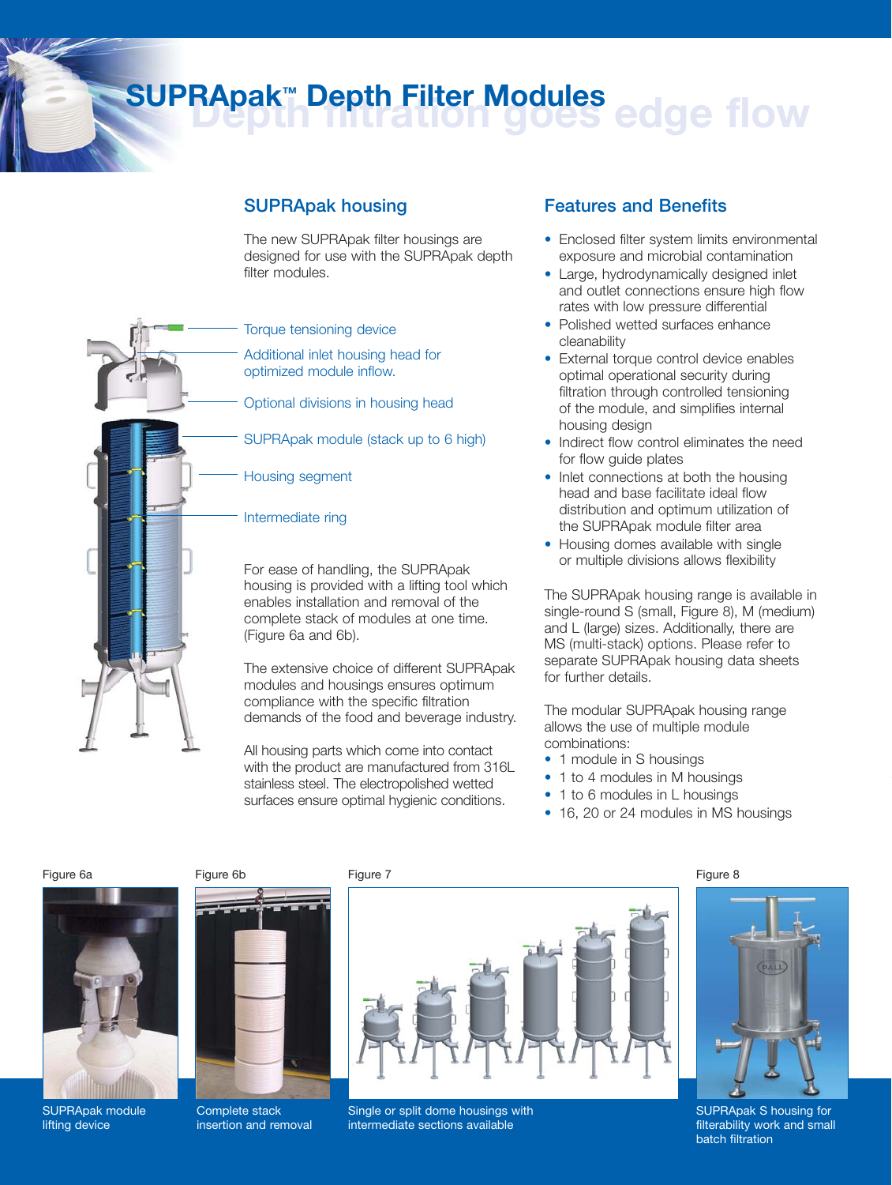# SUPRApak™ Depth Filter Modules

## SUPRApak housing

The new SUPRApak filter housings are designed for use with the SUPRApak depth filter modules.

- Torque tensioning device
- Additional inlet housing head for optimized module inflow.
- Optional divisions in housing head
- SUPRApak module (stack up to 6 high)
- Housing segment
- Intermediate ring

For ease of handling, the SUPRApak housing is provided with a lifting tool which enables installation and removal of the complete stack of modules at one time. (Figure 6a and 6b).

The extensive choice of different SUPRApak modules and housings ensures optimum compliance with the specific filtration demands of the food and beverage industry.

All housing parts which come into contact with the product are manufactured from 316L stainless steel. The electropolished wetted surfaces ensure optimal hygienic conditions.

## Features and Benefits

- Enclosed filter system limits environmental exposure and microbial contamination
- Large, hydrodynamically designed inlet and outlet connections ensure high flow rates with low pressure differential
- Polished wetted surfaces enhance cleanability
- External torque control device enables optimal operational security during filtration through controlled tensioning of the module, and simplifies internal housing design
- Indirect flow control eliminates the need for flow guide plates
- Inlet connections at both the housing head and base facilitate ideal flow distribution and optimum utilization of the SUPRApak module filter area
- Housing domes available with single or multiple divisions allows flexibility

The SUPRApak housing range is available in single-round S (small, Figure 8), M (medium) and L (large) sizes. Additionally, there are MS (multi-stack) options. Please refer to separate SUPRApak housing data sheets for further details.

The modular SUPRApak housing range allows the use of multiple module combinations:

- 1 module in S housings
- 1 to 4 modules in M housings
- 1 to 6 modules in L housings
- 16, 20 or 24 modules in MS housings

Figure 6a

SUPRApak module lifting device

Figure 6b

Complete stack insertion and removal

Figure 7

Single or split dome housings with intermediate sections available

Figure 8

SUPRApak S housing for filterability work and small batch filtration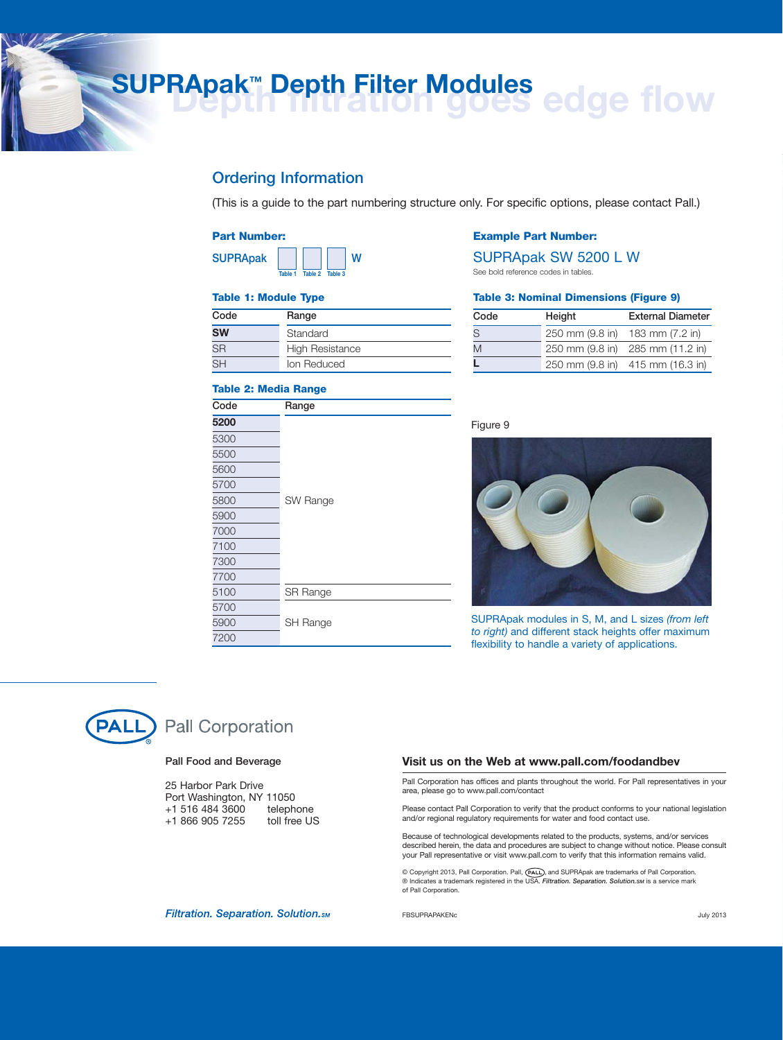# SUPRApak™ Depth Filter Modules

## Ordering Information

(This is a guide to the part numbering structure only. For specific options, please contact Pall.)

**Part Number:**

SUPRApak [Table 1] [Table 2] [Table 3] W

**Example Part Number:**

SUPRApak SW 5200 L W

See bold reference codes in tables.

### Table 1: Module Type

| Code | Range |
|---|---|
| **SW** | Standard |
| SR | High Resistance |
| SH | Ion Reduced |

### Table 2: Media Range

| Code | Range |
|---|---|
| **5200** | SW Range |
| 5300 | |
| 5500 | |
| 5600 | |
| 5700 | |
| 5800 | |
| 5900 | |
| 7000 | |
| 7100 | |
| 7300 | |
| 7700 | |
| 5100 | SR Range |
| 5700 | SH Range |
| 5900 | |
| 7200 | |

### Table 3: Nominal Dimensions (Figure 9)

| Code | Height | External Diameter |
|---|---|---|
| S | 250 mm (9.8 in) | 183 mm (7.2 in) |
| M | 250 mm (9.8 in) | 285 mm (11.2 in) |
| **L** | 250 mm (9.8 in) | 415 mm (16.3 in) |

Figure 9

SUPRApak modules in S, M, and L sizes *(from left to right)* and different stack heights offer maximum flexibility to handle a variety of applications.

Pall Corporation

Pall Food and Beverage

25 Harbor Park Drive
Port Washington, NY 11050
+1 516 484 3600 telephone
+1 866 905 7255 toll free US

**Visit us on the Web at www.pall.com/foodandbev**

Pall Corporation has offices and plants throughout the world. For Pall representatives in your area, please go to www.pall.com/contact

Please contact Pall Corporation to verify that the product conforms to your national legislation and/or regional regulatory requirements for water and food contact use.

Because of technological developments related to the products, systems, and/or services described herein, the data and procedures are subject to change without notice. Please consult your Pall representative or visit www.pall.com to verify that this information remains valid.

© Copyright 2013, Pall Corporation. Pall, (PALL), and SUPRApak are trademarks of Pall Corporation. ® Indicates a trademark registered in the USA. *Filtration. Separation. Solution.SM* is a service mark of Pall Corporation.

*Filtration. Separation. Solution.SM*

FBSUPRAPAKENc

July 2013